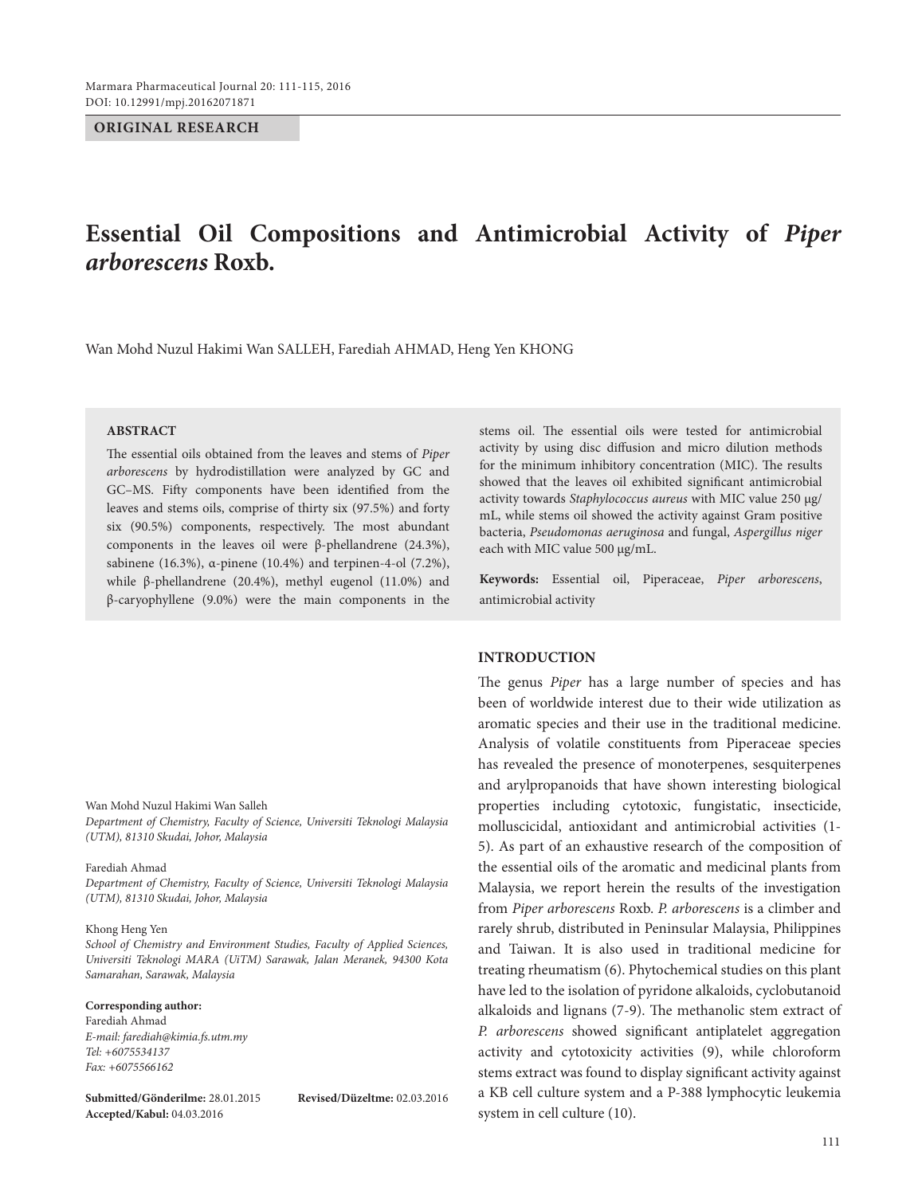ORIGINAL RESEARCH

# Essential Oil Compositions and Antimicrobial Activity of *Piper arborescens* Roxb.

Wan Mohd Nuzul Hakimi Wan SALLEH, Farediah AHMAD, Heng Yen KHONG

## ABSTRACT

The essential oils obtained from the leaves and stems of *Piper arborescens* by hydrodistillation were analyzed by GC and GC–MS. Fifty components have been identified from the leaves and stems oils, comprise of thirty six (97.5%) and forty six (90.5%) components, respectively. The most abundant components in the leaves oil were β-phellandrene (24.3%), sabinene (16.3%), α-pinene (10.4%) and terpinen-4-ol (7.2%), while β-phellandrene (20.4%), methyl eugenol (11.0%) and β-caryophyllene (9.0%) were the main components in the stems oil. The essential oils were tested for antimicrobial activity by using disc diffusion and micro dilution methods for the minimum inhibitory concentration (MIC). The results showed that the leaves oil exhibited significant antimicrobial activity towards *Staphylococcus aureus* with MIC value 250 μg/mL, while stems oil showed the activity against Gram positive bacteria, *Pseudomonas aeruginosa* and fungal, *Aspergillus niger* each with MIC value 500 μg/mL.

**Keywords:** Essential oil, Piperaceae, *Piper arborescens*, antimicrobial activity

Wan Mohd Nuzul Hakimi Wan Salleh
*Department of Chemistry, Faculty of Science, Universiti Teknologi Malaysia (UTM), 81310 Skudai, Johor, Malaysia*

Farediah Ahmad
*Department of Chemistry, Faculty of Science, Universiti Teknologi Malaysia (UTM), 81310 Skudai, Johor, Malaysia*

Khong Heng Yen
*School of Chemistry and Environment Studies, Faculty of Applied Sciences, Universiti Teknologi MARA (UiTM) Sarawak, Jalan Meranek, 94300 Kota Samarahan, Sarawak, Malaysia*

**Corresponding author:**
Farediah Ahmad
*E-mail: farediah@kimia.fs.utm.my*
*Tel: +6075534137*
*Fax: +6075566162*

**Submitted/Gönderilme:** 28.01.2015 **Revised/Düzeltme:** 02.03.2016
**Accepted/Kabul:** 04.03.2016

## INTRODUCTION

The genus *Piper* has a large number of species and has been of worldwide interest due to their wide utilization as aromatic species and their use in the traditional medicine. Analysis of volatile constituents from Piperaceae species has revealed the presence of monoterpenes, sesquiterpenes and arylpropanoids that have shown interesting biological properties including cytotoxic, fungistatic, insecticide, molluscicidal, antioxidant and antimicrobial activities (1-5). As part of an exhaustive research of the composition of the essential oils of the aromatic and medicinal plants from Malaysia, we report herein the results of the investigation from *Piper arborescens* Roxb. *P. arborescens* is a climber and rarely shrub, distributed in Peninsular Malaysia, Philippines and Taiwan. It is also used in traditional medicine for treating rheumatism (6). Phytochemical studies on this plant have led to the isolation of pyridone alkaloids, cyclobutanoid alkaloids and lignans (7-9). The methanolic stem extract of *P. arborescens* showed significant antiplatelet aggregation activity and cytotoxicity activities (9), while chloroform stems extract was found to display significant activity against a KB cell culture system and a P-388 lymphocytic leukemia system in cell culture (10).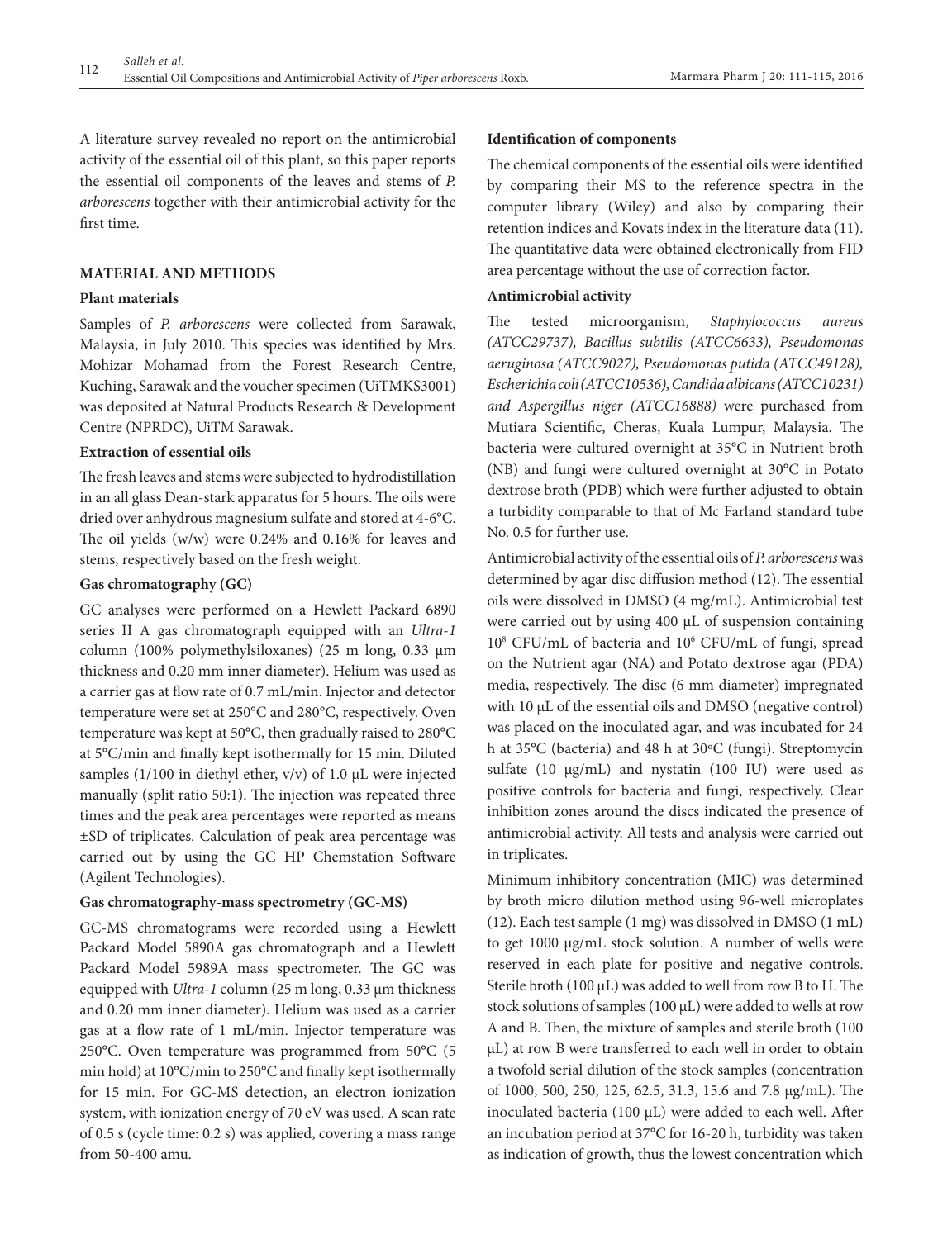A literature survey revealed no report on the antimicrobial activity of the essential oil of this plant, so this paper reports the essential oil components of the leaves and stems of *P. arborescens* together with their antimicrobial activity for the first time.

## MATERIAL AND METHODS

### Plant materials

Samples of *P. arborescens* were collected from Sarawak, Malaysia, in July 2010. This species was identified by Mrs. Mohizar Mohamad from the Forest Research Centre, Kuching, Sarawak and the voucher specimen (UiTMKS3001) was deposited at Natural Products Research & Development Centre (NPRDC), UiTM Sarawak.

### Extraction of essential oils

The fresh leaves and stems were subjected to hydrodistillation in an all glass Dean-stark apparatus for 5 hours. The oils were dried over anhydrous magnesium sulfate and stored at 4-6°C. The oil yields (w/w) were 0.24% and 0.16% for leaves and stems, respectively based on the fresh weight.

### Gas chromatography (GC)

GC analyses were performed on a Hewlett Packard 6890 series II A gas chromatograph equipped with an *Ultra-1* column (100% polymethylsiloxanes) (25 m long, 0.33 µm thickness and 0.20 mm inner diameter). Helium was used as a carrier gas at flow rate of 0.7 mL/min. Injector and detector temperature were set at 250°C and 280°C, respectively. Oven temperature was kept at 50°C, then gradually raised to 280°C at 5°C/min and finally kept isothermally for 15 min. Diluted samples (1/100 in diethyl ether, v/v) of 1.0 µL were injected manually (split ratio 50:1). The injection was repeated three times and the peak area percentages were reported as means ±SD of triplicates. Calculation of peak area percentage was carried out by using the GC HP Chemstation Software (Agilent Technologies).

### Gas chromatography-mass spectrometry (GC-MS)

GC-MS chromatograms were recorded using a Hewlett Packard Model 5890A gas chromatograph and a Hewlett Packard Model 5989A mass spectrometer. The GC was equipped with *Ultra-1* column (25 m long, 0.33 µm thickness and 0.20 mm inner diameter). Helium was used as a carrier gas at a flow rate of 1 mL/min. Injector temperature was 250°C. Oven temperature was programmed from 50°C (5 min hold) at 10°C/min to 250°C and finally kept isothermally for 15 min. For GC-MS detection, an electron ionization system, with ionization energy of 70 eV was used. A scan rate of 0.5 s (cycle time: 0.2 s) was applied, covering a mass range from 50-400 amu.

### Identification of components

The chemical components of the essential oils were identified by comparing their MS to the reference spectra in the computer library (Wiley) and also by comparing their retention indices and Kovats index in the literature data (11). The quantitative data were obtained electronically from FID area percentage without the use of correction factor.

### Antimicrobial activity

The tested microorganism, *Staphylococcus aureus (ATCC29737), Bacillus subtilis (ATCC6633), Pseudomonas aeruginosa (ATCC9027), Pseudomonas putida (ATCC49128), Escherichia coli (ATCC10536), Candida albicans (ATCC10231) and Aspergillus niger (ATCC16888)* were purchased from Mutiara Scientific, Cheras, Kuala Lumpur, Malaysia. The bacteria were cultured overnight at 35°C in Nutrient broth (NB) and fungi were cultured overnight at 30°C in Potato dextrose broth (PDB) which were further adjusted to obtain a turbidity comparable to that of Mc Farland standard tube No. 0.5 for further use.

Antimicrobial activity of the essential oils of *P. arborescens* was determined by agar disc diffusion method (12). The essential oils were dissolved in DMSO (4 mg/mL). Antimicrobial test were carried out by using 400 µL of suspension containing $10^8$ CFU/mL of bacteria and $10^6$ CFU/mL of fungi, spread on the Nutrient agar (NA) and Potato dextrose agar (PDA) media, respectively. The disc (6 mm diameter) impregnated with 10 µL of the essential oils and DMSO (negative control) was placed on the inoculated agar, and was incubated for 24 h at 35°C (bacteria) and 48 h at 30ºC (fungi). Streptomycin sulfate (10 µg/mL) and nystatin (100 IU) were used as positive controls for bacteria and fungi, respectively. Clear inhibition zones around the discs indicated the presence of antimicrobial activity. All tests and analysis were carried out in triplicates.

Minimum inhibitory concentration (MIC) was determined by broth micro dilution method using 96-well microplates (12). Each test sample (1 mg) was dissolved in DMSO (1 mL) to get 1000 µg/mL stock solution. A number of wells were reserved in each plate for positive and negative controls. Sterile broth (100 µL) was added to well from row B to H. The stock solutions of samples (100 µL) were added to wells at row A and B. Then, the mixture of samples and sterile broth (100 µL) at row B were transferred to each well in order to obtain a twofold serial dilution of the stock samples (concentration of 1000, 500, 250, 125, 62.5, 31.3, 15.6 and 7.8 µg/mL). The inoculated bacteria (100 µL) were added to each well. After an incubation period at 37°C for 16-20 h, turbidity was taken as indication of growth, thus the lowest concentration which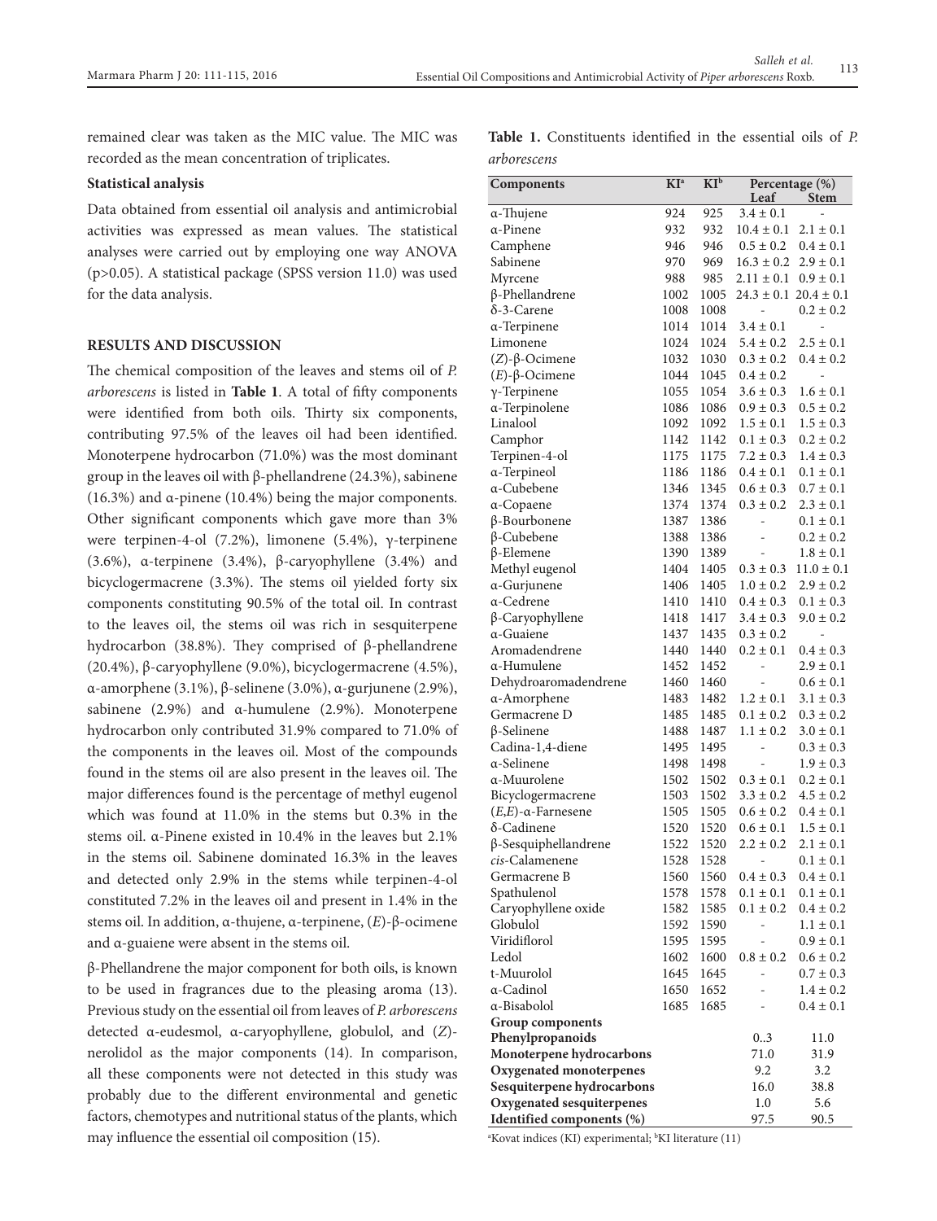remained clear was taken as the MIC value. The MIC was recorded as the mean concentration of triplicates.

**Statistical analysis**

Data obtained from essential oil analysis and antimicrobial activities was expressed as mean values. The statistical analyses were carried out by employing one way ANOVA ($p>0.05$). A statistical package (SPSS version 11.0) was used for the data analysis.

## RESULTS AND DISCUSSION

The chemical composition of the leaves and stems oil of *P. arborescens* is listed in **Table 1**. A total of fifty components were identified from both oils. Thirty six components, contributing 97.5% of the leaves oil had been identified. Monoterpene hydrocarbon (71.0%) was the most dominant group in the leaves oil with β-phellandrene (24.3%), sabinene (16.3%) and α-pinene (10.4%) being the major components. Other significant components which gave more than 3% were terpinen-4-ol (7.2%), limonene (5.4%), γ-terpinene (3.6%), α-terpinene (3.4%), β-caryophyllene (3.4%) and bicyclogermacrene (3.3%). The stems oil yielded forty six components constituting 90.5% of the total oil. In contrast to the leaves oil, the stems oil was rich in sesquiterpene hydrocarbon (38.8%). They comprised of β-phellandrene (20.4%), β-caryophyllene (9.0%), bicyclogermacrene (4.5%), α-amorphene (3.1%), β-selinene (3.0%), α-gurjunene (2.9%), sabinene (2.9%) and α-humulene (2.9%). Monoterpene hydrocarbon only contributed 31.9% compared to 71.0% of the components in the leaves oil. Most of the compounds found in the stems oil are also present in the leaves oil. The major differences found is the percentage of methyl eugenol which was found at 11.0% in the stems but 0.3% in the stems oil. α-Pinene existed in 10.4% in the leaves but 2.1% in the stems oil. Sabinene dominated 16.3% in the leaves and detected only 2.9% in the stems while terpinen-4-ol constituted 7.2% in the leaves oil and present in 1.4% in the stems oil. In addition, α-thujene, α-terpinene, (*E*)-β-ocimene and α-guaiene were absent in the stems oil.

β-Phellandrene the major component for both oils, is known to be used in fragrances due to the pleasing aroma (13). Previous study on the essential oil from leaves of *P. arborescens* detected α-eudesmol, α-caryophyllene, globulol, and (*Z*)-nerolidol as the major components (14). In comparison, all these components were not detected in this study was probably due to the different environmental and genetic factors, chemotypes and nutritional status of the plants, which may influence the essential oil composition (15).

**Table 1.** Constituents identified in the essential oils of *P. arborescens*

| Components | KI[a] | KI[b] | Percentage (%) Leaf | Stem |
|---|---|---|---|---|
| α-Thujene | 924 | 925 | 3.4 ± 0.1 | - |
| α-Pinene | 932 | 932 | 10.4 ± 0.1 | 2.1 ± 0.1 |
| Camphene | 946 | 946 | 0.5 ± 0.2 | 0.4 ± 0.1 |
| Sabinene | 970 | 969 | 16.3 ± 0.2 | 2.9 ± 0.1 |
| Myrcene | 988 | 985 | 2.11 ± 0.1 | 0.9 ± 0.1 |
| β-Phellandrene | 1002 | 1005 | 24.3 ± 0.1 | 20.4 ± 0.1 |
| δ-3-Carene | 1008 | 1008 | - | 0.2 ± 0.2 |
| α-Terpinene | 1014 | 1014 | 3.4 ± 0.1 | - |
| Limonene | 1024 | 1024 | 5.4 ± 0.2 | 2.5 ± 0.1 |
| (*Z*)-β-Ocimene | 1032 | 1030 | 0.3 ± 0.2 | 0.4 ± 0.2 |
| (*E*)-β-Ocimene | 1044 | 1045 | 0.4 ± 0.2 | - |
| γ-Terpinene | 1055 | 1054 | 3.6 ± 0.3 | 1.6 ± 0.1 |
| α-Terpinolene | 1086 | 1086 | 0.9 ± 0.3 | 0.5 ± 0.2 |
| Linalool | 1092 | 1092 | 1.5 ± 0.1 | 1.5 ± 0.3 |
| Camphor | 1142 | 1142 | 0.1 ± 0.3 | 0.2 ± 0.2 |
| Terpinen-4-ol | 1175 | 1175 | 7.2 ± 0.3 | 1.4 ± 0.3 |
| α-Terpineol | 1186 | 1186 | 0.4 ± 0.1 | 0.1 ± 0.1 |
| α-Cubebene | 1346 | 1345 | 0.6 ± 0.3 | 0.7 ± 0.1 |
| α-Copaene | 1374 | 1374 | 0.3 ± 0.2 | 2.3 ± 0.1 |
| β-Bourbonene | 1387 | 1386 | - | 0.1 ± 0.1 |
| β-Cubebene | 1388 | 1386 | - | 0.2 ± 0.2 |
| β-Elemene | 1390 | 1389 | - | 1.8 ± 0.1 |
| Methyl eugenol | 1404 | 1405 | 0.3 ± 0.3 | 11.0 ± 0.1 |
| α-Gurjunene | 1406 | 1405 | 1.0 ± 0.2 | 2.9 ± 0.2 |
| α-Cedrene | 1410 | 1410 | 0.4 ± 0.3 | 0.1 ± 0.3 |
| β-Caryophyllene | 1418 | 1417 | 3.4 ± 0.3 | 9.0 ± 0.2 |
| α-Guaiene | 1437 | 1435 | 0.3 ± 0.2 | - |
| Aromadendrene | 1440 | 1440 | 0.2 ± 0.1 | 0.4 ± 0.3 |
| α-Humulene | 1452 | 1452 | - | 2.9 ± 0.1 |
| Dehydroaromadendrene | 1460 | 1460 | - | 0.6 ± 0.1 |
| α-Amorphene | 1483 | 1482 | 1.2 ± 0.1 | 3.1 ± 0.3 |
| Germacrene D | 1485 | 1485 | 0.1 ± 0.2 | 0.3 ± 0.2 |
| β-Selinene | 1488 | 1487 | 1.1 ± 0.2 | 3.0 ± 0.1 |
| Cadina-1,4-diene | 1495 | 1495 | - | 0.3 ± 0.3 |
| α-Selinene | 1498 | 1498 | - | 1.9 ± 0.3 |
| α-Muurolene | 1502 | 1502 | 0.3 ± 0.1 | 0.2 ± 0.1 |
| Bicyclogermacrene | 1503 | 1502 | 3.3 ± 0.2 | 4.5 ± 0.2 |
| (*E,E*)-α-Farnesene | 1505 | 1505 | 0.6 ± 0.2 | 0.4 ± 0.1 |
| δ-Cadinene | 1520 | 1520 | 0.6 ± 0.1 | 1.5 ± 0.1 |
| β-Sesquiphellandrene | 1522 | 1520 | 2.2 ± 0.2 | 2.1 ± 0.1 |
| *cis*-Calamenene | 1528 | 1528 | - | 0.1 ± 0.1 |
| Germacrene B | 1560 | 1560 | 0.4 ± 0.3 | 0.4 ± 0.1 |
| Spathulenol | 1578 | 1578 | 0.1 ± 0.1 | 0.1 ± 0.1 |
| Caryophyllene oxide | 1582 | 1585 | 0.1 ± 0.2 | 0.4 ± 0.2 |
| Globulol | 1592 | 1590 | - | 1.1 ± 0.1 |
| Viridiflorol | 1595 | 1595 | - | 0.9 ± 0.1 |
| Ledol | 1602 | 1600 | 0.8 ± 0.2 | 0.6 ± 0.2 |
| t-Muurolol | 1645 | 1645 | - | 0.7 ± 0.3 |
| α-Cadinol | 1650 | 1652 | - | 1.4 ± 0.2 |
| α-Bisabolol | 1685 | 1685 | - | 0.4 ± 0.1 |
| **Group components** | | | | |
| **Phenylpropanoids** | | | 0..3 | 11.0 |
| **Monoterpene hydrocarbons** | | | 71.0 | 31.9 |
| **Oxygenated monoterpenes** | | | 9.2 | 3.2 |
| **Sesquiterpene hydrocarbons** | | | 16.0 | 38.8 |
| **Oxygenated sesquiterpenes** | | | 1.0 | 5.6 |
| **Identified components (%)** | | | 97.5 | 90.5 |

[a]Kovat indices (KI) experimental; [b]KI literature (11)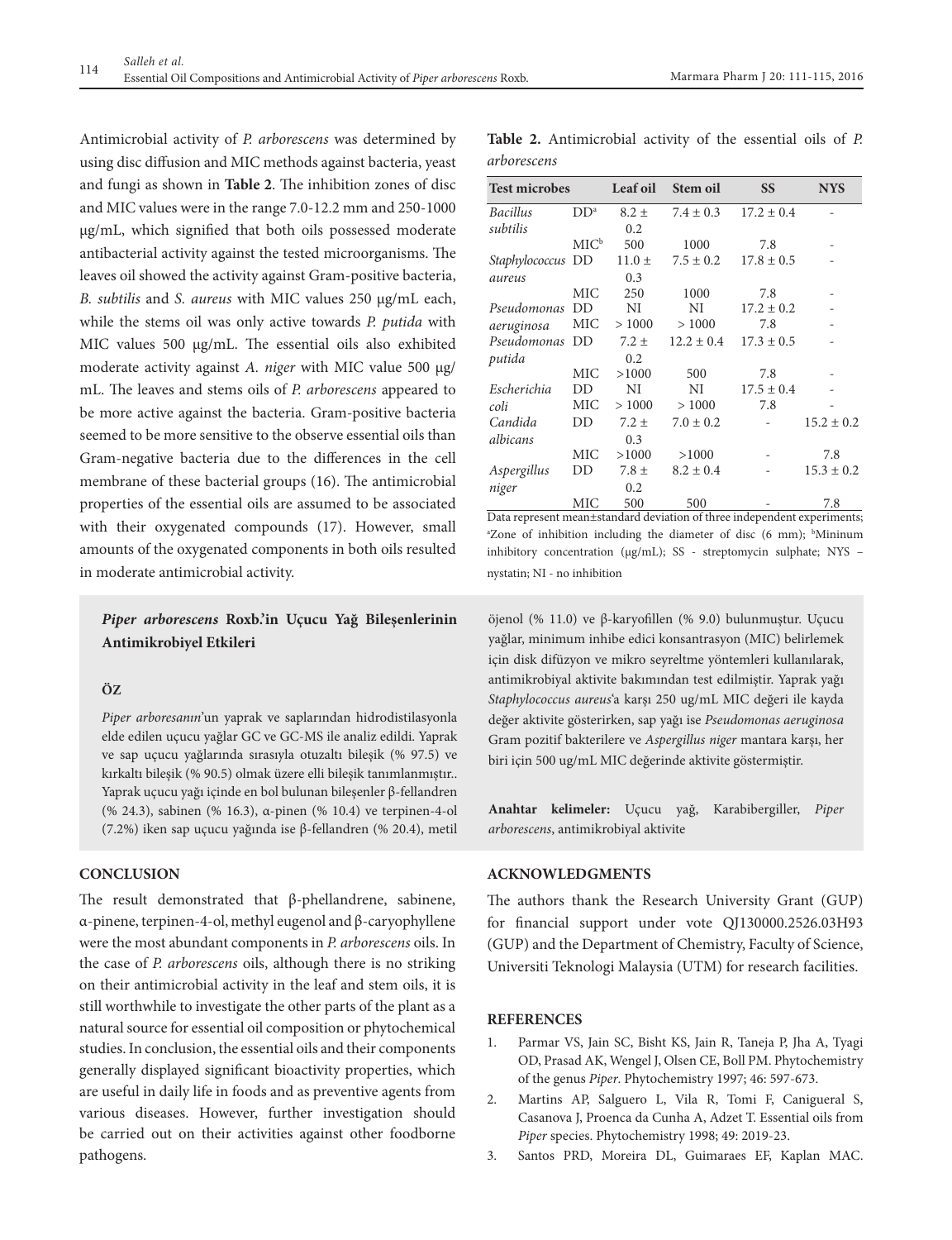Antimicrobial activity of *P. arborescens* was determined by using disc diffusion and MIC methods against bacteria, yeast and fungi as shown in **Table 2**. The inhibition zones of disc and MIC values were in the range 7.0-12.2 mm and 250-1000 µg/mL, which signified that both oils possessed moderate antibacterial activity against the tested microorganisms. The leaves oil showed the activity against Gram-positive bacteria, *B. subtilis* and *S. aureus* with MIC values 250 µg/mL each, while the stems oil was only active towards *P. putida* with MIC values 500 µg/mL. The essential oils also exhibited moderate activity against *A. niger* with MIC value 500 µg/mL. The leaves and stems oils of *P. arborescens* appeared to be more active against the bacteria. Gram-positive bacteria seemed to be more sensitive to the observe essential oils than Gram-negative bacteria due to the differences in the cell membrane of these bacterial groups (16). The antimicrobial properties of the essential oils are assumed to be associated with their oxygenated compounds (17). However, small amounts of the oxygenated components in both oils resulted in moderate antimicrobial activity.

**Table 2.** Antimicrobial activity of the essential oils of *P. arborescens*

| Test microbes | | Leaf oil | Stem oil | SS | NYS |
|---|---|---|---|---|---|
| *Bacillus subtilis* | DD[a] | 8.2 ± 0.2 | 7.4 ± 0.3 | 17.2 ± 0.4 | - |
| | MIC[b] | 500 | 1000 | 7.8 | - |
| *Staphylococcus aureus* | DD | 11.0 ± 0.3 | 7.5 ± 0.2 | 17.8 ± 0.5 | - |
| | MIC | 250 | 1000 | 7.8 | - |
| *Pseudomonas aeruginosa* | DD | NI | NI | 17.2 ± 0.2 | - |
| | MIC | > 1000 | > 1000 | 7.8 | - |
| *Pseudomonas putida* | DD | 7.2 ± 0.2 | 12.2 ± 0.4 | 17.3 ± 0.5 | - |
| | MIC | >1000 | 500 | 7.8 | - |
| *Escherichia coli* | DD | NI | NI | 17.5 ± 0.4 | - |
| | MIC | > 1000 | > 1000 | 7.8 | - |
| *Candida albicans* | DD | 7.2 ± 0.3 | 7.0 ± 0.2 | - | 15.2 ± 0.2 |
| | MIC | >1000 | >1000 | - | 7.8 |
| *Aspergillus niger* | DD | 7.8 ± 0.2 | 8.2 ± 0.4 | - | 15.3 ± 0.2 |
| | MIC | 500 | 500 | - | 7.8 |

Data represent mean±standard deviation of three independent experiments; [a]Zone of inhibition including the diameter of disc (6 mm); [b]Mininum inhibitory concentration (µg/mL); SS - streptomycin sulphate; NYS – nystatin; NI - no inhibition

### *Piper arborescens* Roxb.'in Uçucu Yağ Bileşenlerinin Antimikrobiyel Etkileri

#### ÖZ

*Piper arboresanın*'un yaprak ve saplarından hidrodistilasyonla elde edilen uçucu yağlar GC ve GC-MS ile analiz edildi. Yaprak ve sap uçucu yağlarında sırasıyla otuzaltı bileşik (% 97.5) ve kırkaltı bileşik (% 90.5) olmak üzere elli bileşik tanımlanmıştır.. Yaprak uçucu yağı içinde en bol bulunan bileşenler β-fellandren (% 24.3), sabinen (% 16.3), α-pinen (% 10.4) ve terpinen-4-ol (7.2%) iken sap uçucu yağında ise β-fellandren (% 20.4), metil öjenol (% 11.0) ve β-karyofillen (% 9.0) bulunmuştur. Uçucu yağlar, minimum inhibe edici konsantrasyon (MIC) belirlemek için disk difüzyon ve mikro seyreltme yöntemleri kullanılarak, antimikrobiyal aktivite bakımından test edilmiştir. Yaprak yağı *Staphylococcus aureus*'a karşı 250 ug/mL MIC değeri ile kayda değer aktivite gösterirken, sap yağı ise *Pseudomonas aeruginosa* Gram pozitif bakterilere ve *Aspergillus niger* mantara karşı, her biri için 500 ug/mL MIC değerinde aktivite göstermiştir.

**Anahtar kelimeler:** Uçucu yağ, Karabibergiller, *Piper arborescens*, antimikrobiyal aktivite

## CONCLUSION

The result demonstrated that β-phellandrene, sabinene, α-pinene, terpinen-4-ol, methyl eugenol and β-caryophyllene were the most abundant components in *P. arborescens* oils. In the case of *P. arborescens* oils, although there is no striking on their antimicrobial activity in the leaf and stem oils, it is still worthwhile to investigate the other parts of the plant as a natural source for essential oil composition or phytochemical studies. In conclusion, the essential oils and their components generally displayed significant bioactivity properties, which are useful in daily life in foods and as preventive agents from various diseases. However, further investigation should be carried out on their activities against other foodborne pathogens.

## ACKNOWLEDGMENTS

The authors thank the Research University Grant (GUP) for financial support under vote QJ130000.2526.03H93 (GUP) and the Department of Chemistry, Faculty of Science, Universiti Teknologi Malaysia (UTM) for research facilities.

## REFERENCES

1. Parmar VS, Jain SC, Bisht KS, Jain R, Taneja P, Jha A, Tyagi OD, Prasad AK, Wengel J, Olsen CE, Boll PM. Phytochemistry of the genus *Piper*. Phytochemistry 1997; 46: 597-673.
2. Martins AP, Salguero L, Vila R, Tomi F, Canigueral S, Casanova J, Proenca da Cunha A, Adzet T. Essential oils from *Piper* species. Phytochemistry 1998; 49: 2019-23.
3. Santos PRD, Moreira DL, Guimaraes EF, Kaplan MAC.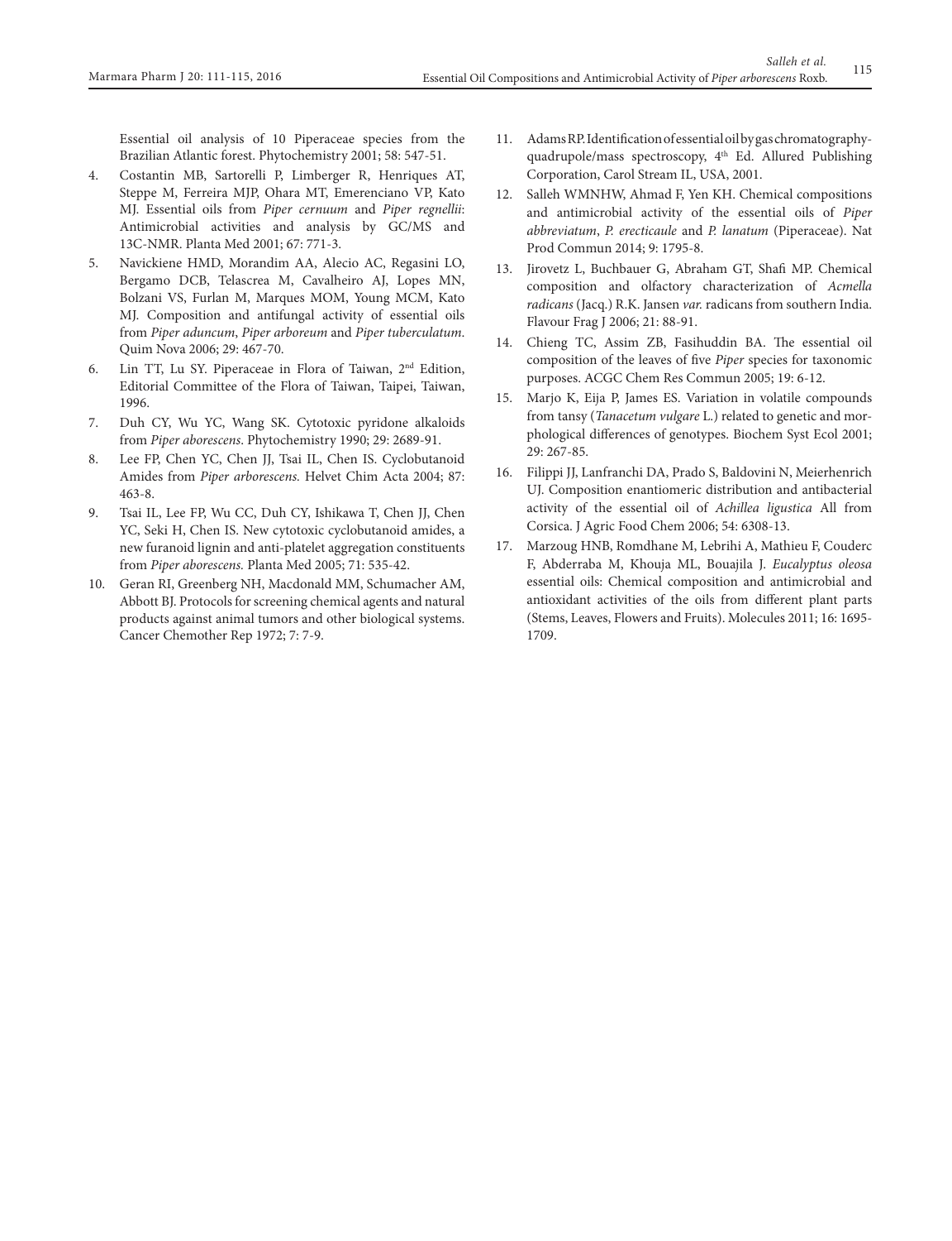Essential oil analysis of 10 Piperaceae species from the Brazilian Atlantic forest. Phytochemistry 2001; 58: 547-51.

4. Costantin MB, Sartorelli P, Limberger R, Henriques AT, Steppe M, Ferreira MJP, Ohara MT, Emerenciano VP, Kato MJ. Essential oils from *Piper cernuum* and *Piper regnellii*: Antimicrobial activities and analysis by GC/MS and 13C-NMR. Planta Med 2001; 67: 771-3.
5. Navickiene HMD, Morandim AA, Alecio AC, Regasini LO, Bergamo DCB, Telascrea M, Cavalheiro AJ, Lopes MN, Bolzani VS, Furlan M, Marques MOM, Young MCM, Kato MJ. Composition and antifungal activity of essential oils from *Piper aduncum*, *Piper arboreum* and *Piper tuberculatum*. Quim Nova 2006; 29: 467-70.
6. Lin TT, Lu SY. Piperaceae in Flora of Taiwan, 2nd Edition, Editorial Committee of the Flora of Taiwan, Taipei, Taiwan, 1996.
7. Duh CY, Wu YC, Wang SK. Cytotoxic pyridone alkaloids from *Piper aborescens*. Phytochemistry 1990; 29: 2689-91.
8. Lee FP, Chen YC, Chen JJ, Tsai IL, Chen IS. Cyclobutanoid Amides from *Piper arborescens*. Helvet Chim Acta 2004; 87: 463-8.
9. Tsai IL, Lee FP, Wu CC, Duh CY, Ishikawa T, Chen JJ, Chen YC, Seki H, Chen IS. New cytotoxic cyclobutanoid amides, a new furanoid lignin and anti-platelet aggregation constituents from *Piper aborescens*. Planta Med 2005; 71: 535-42.
10. Geran RI, Greenberg NH, Macdonald MM, Schumacher AM, Abbott BJ. Protocols for screening chemical agents and natural products against animal tumors and other biological systems. Cancer Chemother Rep 1972; 7: 7-9.
11. Adams RP. Identification of essential oil by gas chromatography-quadrupole/mass spectroscopy, 4th Ed. Allured Publishing Corporation, Carol Stream IL, USA, 2001.
12. Salleh WMNHW, Ahmad F, Yen KH. Chemical compositions and antimicrobial activity of the essential oils of *Piper abbreviatum*, *P. erecticaule* and *P. lanatum* (Piperaceae). Nat Prod Commun 2014; 9: 1795-8.
13. Jirovetz L, Buchbauer G, Abraham GT, Shafi MP. Chemical composition and olfactory characterization of *Acmella radicans* (Jacq.) R.K. Jansen *var.* radicans from southern India. Flavour Frag J 2006; 21: 88-91.
14. Chieng TC, Assim ZB, Fasihuddin BA. The essential oil composition of the leaves of five *Piper* species for taxonomic purposes. ACGC Chem Res Commun 2005; 19: 6-12.
15. Marjo K, Eija P, James ES. Variation in volatile compounds from tansy (*Tanacetum vulgare* L.) related to genetic and morphological differences of genotypes. Biochem Syst Ecol 2001; 29: 267-85.
16. Filippi JJ, Lanfranchi DA, Prado S, Baldovini N, Meierhenrich UJ. Composition enantiomeric distribution and antibacterial activity of the essential oil of *Achillea ligustica* All from Corsica. J Agric Food Chem 2006; 54: 6308-13.
17. Marzoug HNB, Romdhane M, Lebrihi A, Mathieu F, Couderc F, Abderraba M, Khouja ML, Bouajila J. *Eucalyptus oleosa* essential oils: Chemical composition and antimicrobial and antioxidant activities of the oils from different plant parts (Stems, Leaves, Flowers and Fruits). Molecules 2011; 16: 1695-1709.